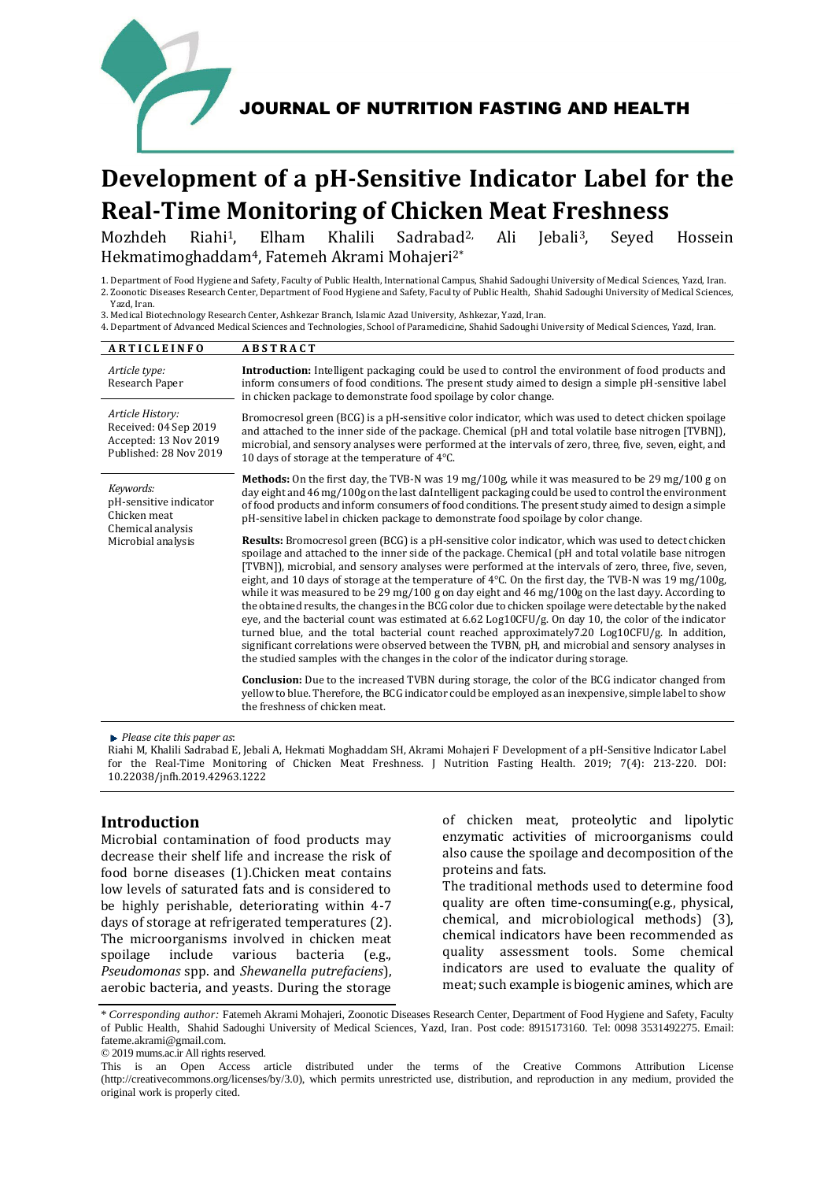JOURNAL OF NUTRITION FASTING AND HEALTH

# Development of a pH-Sensitive Indicator Label for the Real-Time Monitoring of Chicken Meat Freshness

Mozhdeh Riahi[1], Elham Khalili Sadrabad[2], Ali Jebali[3], Seyed Hossein Hekmatimoghaddam[4], Fatemeh Akrami Mohajeri[2*]

1. Department of Food Hygiene and Safety, Faculty of Public Health, International Campus, Shahid Sadoughi University of Medical Sciences, Yazd, Iran.
2. Zoonotic Diseases Research Center, Department of Food Hygiene and Safety, Faculty of Public Health, Shahid Sadoughi University of Medical Sciences, Yazd, Iran.
3. Medical Biotechnology Research Center, Ashkezar Branch, Islamic Azad University, Ashkezar, Yazd, Iran.
4. Department of Advanced Medical Sciences and Technologies, School of Paramedicine, Shahid Sadoughi University of Medical Sciences, Yazd, Iran.

**ARTICLE INFO**

*Article type:*
Research Paper

*Article History:*
Received: 04 Sep 2019
Accepted: 13 Nov 2019
Published: 28 Nov 2019

*Keywords:*
pH-sensitive indicator
Chicken meat
Chemical analysis
Microbial analysis

**ABSTRACT**

**Introduction:** Intelligent packaging could be used to control the environment of food products and inform consumers of food conditions. The present study aimed to design a simple pH-sensitive label in chicken package to demonstrate food spoilage by color change.

Bromocresol green (BCG) is a pH-sensitive color indicator, which was used to detect chicken spoilage and attached to the inner side of the package. Chemical (pH and total volatile base nitrogen [TVBN]), microbial, and sensory analyses were performed at the intervals of zero, three, five, seven, eight, and 10 days of storage at the temperature of 4°C.

**Methods:** On the first day, the TVB-N was 19 mg/100g, while it was measured to be 29 mg/100 g on day eight and 46 mg/100g on the last daIntelligent packaging could be used to control the environment of food products and inform consumers of food conditions. The present study aimed to design a simple pH-sensitive label in chicken package to demonstrate food spoilage by color change.

**Results:** Bromocresol green (BCG) is a pH-sensitive color indicator, which was used to detect chicken spoilage and attached to the inner side of the package. Chemical (pH and total volatile base nitrogen [TVBN]), microbial, and sensory analyses were performed at the intervals of zero, three, five, seven, eight, and 10 days of storage at the temperature of 4°C. On the first day, the TVB-N was 19 mg/100g, while it was measured to be 29 mg/100 g on day eight and 46 mg/100g on the last dayy. According to the obtained results, the changes in the BCG color due to chicken spoilage were detectable by the naked eye, and the bacterial count was estimated at 6.62 Log10CFU/g. On day 10, the color of the indicator turned blue, and the total bacterial count reached approximately7.20 Log10CFU/g. In addition, significant correlations were observed between the TVBN, pH, and microbial and sensory analyses in the studied samples with the changes in the color of the indicator during storage.

**Conclusion:** Due to the increased TVBN during storage, the color of the BCG indicator changed from yellow to blue. Therefore, the BCG indicator could be employed as an inexpensive, simple label to show the freshness of chicken meat.

*Please cite this paper as*:
Riahi M, Khalili Sadrabad E, Jebali A, Hekmati Moghaddam SH, Akrami Mohajeri F Development of a pH-Sensitive Indicator Label for the Real-Time Monitoring of Chicken Meat Freshness. J Nutrition Fasting Health. 2019; 7(4): 213-220. DOI: 10.22038/jnfh.2019.42963.1222

## Introduction

Microbial contamination of food products may decrease their shelf life and increase the risk of food borne diseases (1).Chicken meat contains low levels of saturated fats and is considered to be highly perishable, deteriorating within 4-7 days of storage at refrigerated temperatures (2). The microorganisms involved in chicken meat spoilage include various bacteria (e.g., *Pseudomonas* spp. and *Shewanella putrefaciens*), aerobic bacteria, and yeasts. During the storage of chicken meat, proteolytic and lipolytic enzymatic activities of microorganisms could also cause the spoilage and decomposition of the proteins and fats.

The traditional methods used to determine food quality are often time-consuming(e.g., physical, chemical, and microbiological methods) (3), chemical indicators have been recommended as quality assessment tools. Some chemical indicators are used to evaluate the quality of meat; such example is biogenic amines, which are

\* *Corresponding author:* Fatemeh Akrami Mohajeri, Zoonotic Diseases Research Center, Department of Food Hygiene and Safety, Faculty of Public Health, Shahid Sadoughi University of Medical Sciences, Yazd, Iran. Post code: 8915173160. Tel: 0098 3531492275. Email: fateme.akrami@gmail.com.

© 2019 mums.ac.ir All rights reserved.

This is an Open Access article distributed under the terms of the Creative Commons Attribution License (http://creativecommons.org/licenses/by/3.0), which permits unrestricted use, distribution, and reproduction in any medium, provided the original work is properly cited.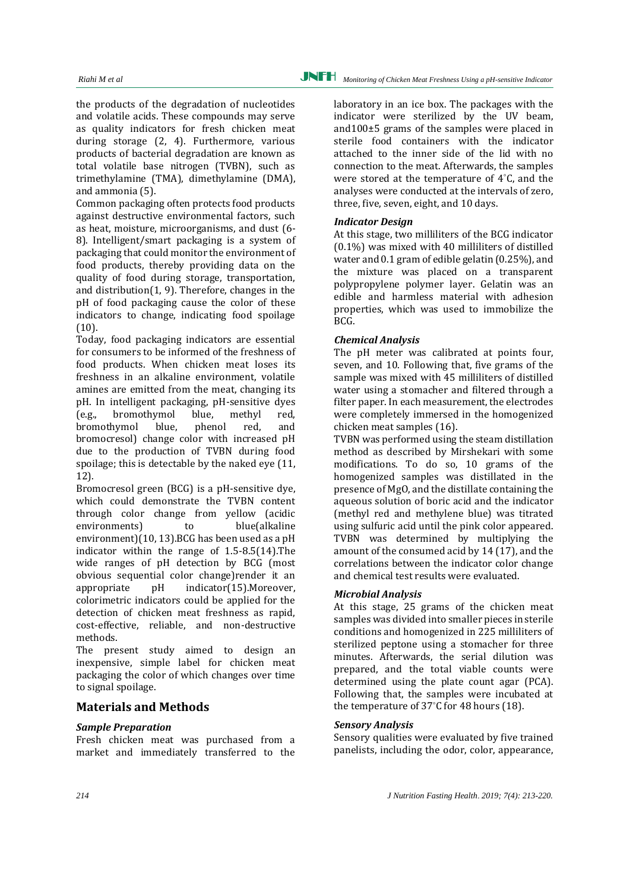the products of the degradation of nucleotides and volatile acids. These compounds may serve as quality indicators for fresh chicken meat during storage (2, 4). Furthermore, various products of bacterial degradation are known as total volatile base nitrogen (TVBN), such as trimethylamine (TMA), dimethylamine (DMA), and ammonia (5).

Common packaging often protects food products against destructive environmental factors, such as heat, moisture, microorganisms, and dust (6-8). Intelligent/smart packaging is a system of packaging that could monitor the environment of food products, thereby providing data on the quality of food during storage, transportation, and distribution(1, 9). Therefore, changes in the pH of food packaging cause the color of these indicators to change, indicating food spoilage (10).

Today, food packaging indicators are essential for consumers to be informed of the freshness of food products. When chicken meat loses its freshness in an alkaline environment, volatile amines are emitted from the meat, changing its pH. In intelligent packaging, pH-sensitive dyes (e.g., bromothymol blue, methyl red, bromothymol blue, phenol red, and bromocresol) change color with increased pH due to the production of TVBN during food spoilage; this is detectable by the naked eye (11, 12).

Bromocresol green (BCG) is a pH-sensitive dye, which could demonstrate the TVBN content through color change from yellow (acidic environments) to blue(alkaline environment)(10, 13).BCG has been used as a pH indicator within the range of 1.5-8.5(14).The wide ranges of pH detection by BCG (most obvious sequential color change)render it an appropriate pH indicator(15).Moreover, colorimetric indicators could be applied for the detection of chicken meat freshness as rapid, cost-effective, reliable, and non-destructive methods.

The present study aimed to design an inexpensive, simple label for chicken meat packaging the color of which changes over time to signal spoilage.

## Materials and Methods

### *Sample Preparation*

Fresh chicken meat was purchased from a market and immediately transferred to the laboratory in an ice box. The packages with the indicator were sterilized by the UV beam, and100±5 grams of the samples were placed in sterile food containers with the indicator attached to the inner side of the lid with no connection to the meat. Afterwards, the samples were stored at the temperature of 4°C, and the analyses were conducted at the intervals of zero, three, five, seven, eight, and 10 days.

### *Indicator Design*

At this stage, two milliliters of the BCG indicator (0.1%) was mixed with 40 milliliters of distilled water and 0.1 gram of edible gelatin (0.25%), and the mixture was placed on a transparent polypropylene polymer layer. Gelatin was an edible and harmless material with adhesion properties, which was used to immobilize the BCG.

### *Chemical Analysis*

The pH meter was calibrated at points four, seven, and 10. Following that, five grams of the sample was mixed with 45 milliliters of distilled water using a stomacher and filtered through a filter paper. In each measurement, the electrodes were completely immersed in the homogenized chicken meat samples (16).

TVBN was performed using the steam distillation method as described by Mirshekari with some modifications. To do so, 10 grams of the homogenized samples was distilled in the presence of MgO, and the distillate containing the aqueous solution of boric acid and the indicator (methyl red and methylene blue) was titrated using sulfuric acid until the pink color appeared. TVBN was determined by multiplying the amount of the consumed acid by 14 (17), and the correlations between the indicator color change and chemical test results were evaluated.

### *Microbial Analysis*

At this stage, 25 grams of the chicken meat samples was divided into smaller pieces in sterile conditions and homogenized in 225 milliliters of sterilized peptone using a stomacher for three minutes. Afterwards, the serial dilution was prepared, and the total viable counts were determined using the plate count agar (PCA). Following that, the samples were incubated at the temperature of 37°C for 48 hours (18).

### *Sensory Analysis*

Sensory qualities were evaluated by five trained panelists, including the odor, color, appearance,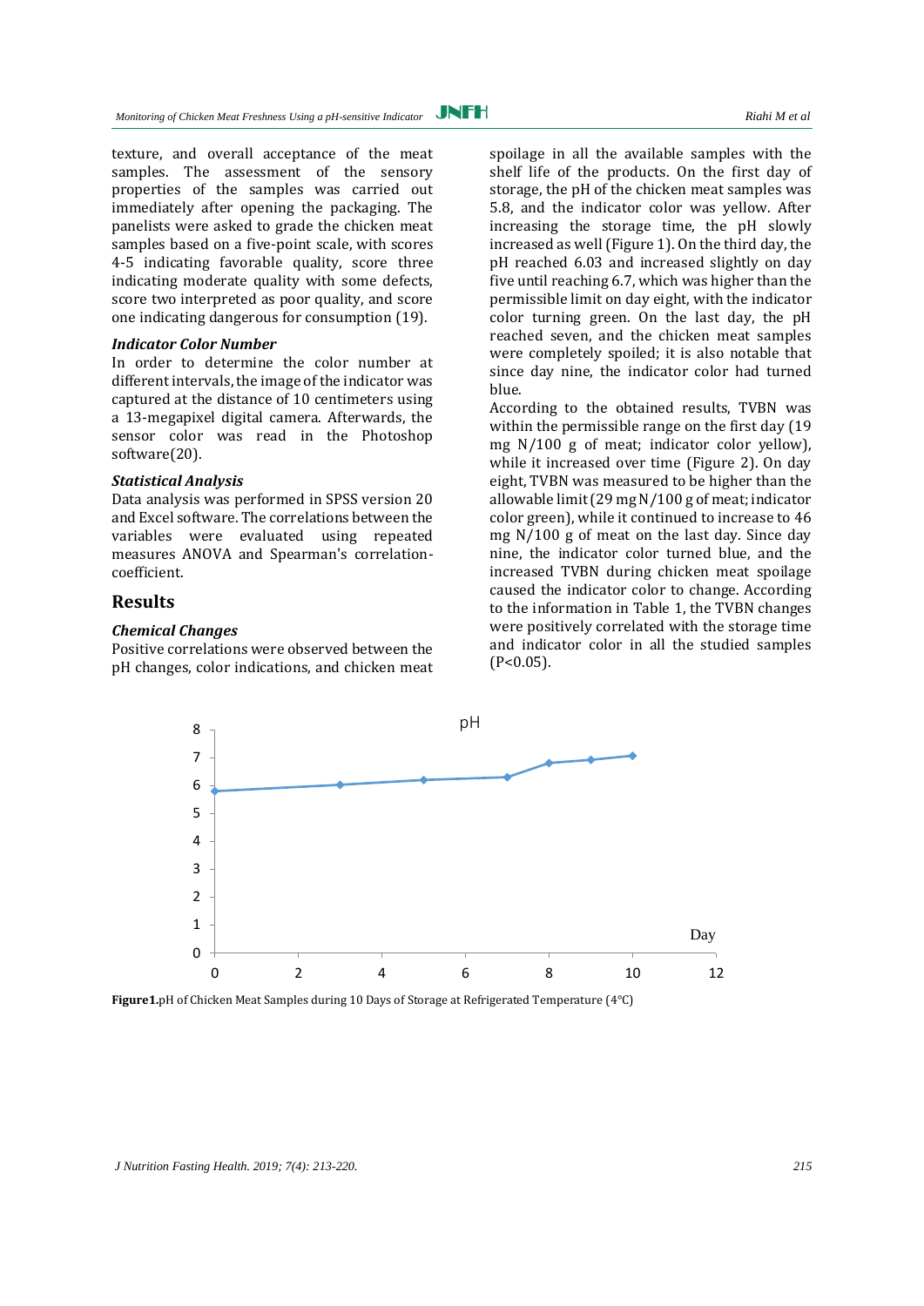texture, and overall acceptance of the meat samples. The assessment of the sensory properties of the samples was carried out immediately after opening the packaging. The panelists were asked to grade the chicken meat samples based on a five-point scale, with scores 4-5 indicating favorable quality, score three indicating moderate quality with some defects, score two interpreted as poor quality, and score one indicating dangerous for consumption (19).

### *Indicator Color Number*

In order to determine the color number at different intervals, the image of the indicator was captured at the distance of 10 centimeters using a 13-megapixel digital camera. Afterwards, the sensor color was read in the Photoshop software(20).

### *Statistical Analysis*

Data analysis was performed in SPSS version 20 and Excel software. The correlations between the variables were evaluated using repeated measures ANOVA and Spearman's correlation-coefficient.

## Results

### *Chemical Changes*

Positive correlations were observed between the pH changes, color indications, and chicken meat spoilage in all the available samples with the shelf life of the products. On the first day of storage, the pH of the chicken meat samples was 5.8, and the indicator color was yellow. After increasing the storage time, the pH slowly increased as well (Figure 1). On the third day, the pH reached 6.03 and increased slightly on day five until reaching 6.7, which was higher than the permissible limit on day eight, with the indicator color turning green. On the last day, the pH reached seven, and the chicken meat samples were completely spoiled; it is also notable that since day nine, the indicator color had turned blue.

According to the obtained results, TVBN was within the permissible range on the first day (19 mg N/100 g of meat; indicator color yellow), while it increased over time (Figure 2). On day eight, TVBN was measured to be higher than the allowable limit (29 mg N/100 g of meat; indicator color green), while it continued to increase to 46 mg N/100 g of meat on the last day. Since day nine, the indicator color turned blue, and the increased TVBN during chicken meat spoilage caused the indicator color to change. According to the information in Table 1, the TVBN changes were positively correlated with the storage time and indicator color in all the studied samples (P<0.05).

**Figure1.** pH of Chicken Meat Samples during 10 Days of Storage at Refrigerated Temperature (4°C)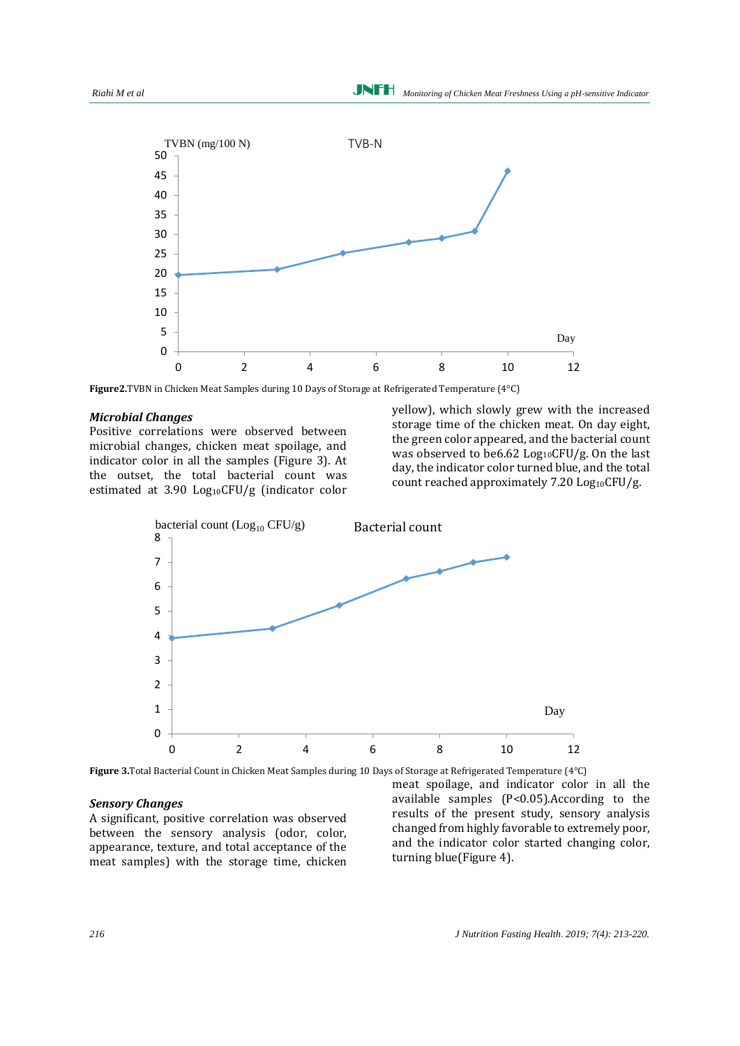Figure2.TVBN in Chicken Meat Samples during 10 Days of Storage at Refrigerated Temperature (4°C)

### *Microbial Changes*

Positive correlations were observed between microbial changes, chicken meat spoilage, and indicator color in all the samples (Figure 3). At the outset, the total bacterial count was estimated at 3.90 $Log_{10}$CFU/g (indicator color yellow), which slowly grew with the increased storage time of the chicken meat. On day eight, the green color appeared, and the bacterial count was observed to be6.62 $Log_{10}$CFU/g. On the last day, the indicator color turned blue, and the total count reached approximately 7.20 $Log_{10}$CFU/g.

**Figure 3.**Total Bacterial Count in Chicken Meat Samples during 10 Days of Storage at Refrigerated Temperature (4°C)

### *Sensory Changes*

A significant, positive correlation was observed between the sensory analysis (odor, color, appearance, texture, and total acceptance of the meat samples) with the storage time, chicken meat spoilage, and indicator color in all the available samples ($P<0.05$).According to the results of the present study, sensory analysis changed from highly favorable to extremely poor, and the indicator color started changing color, turning blue(Figure 4).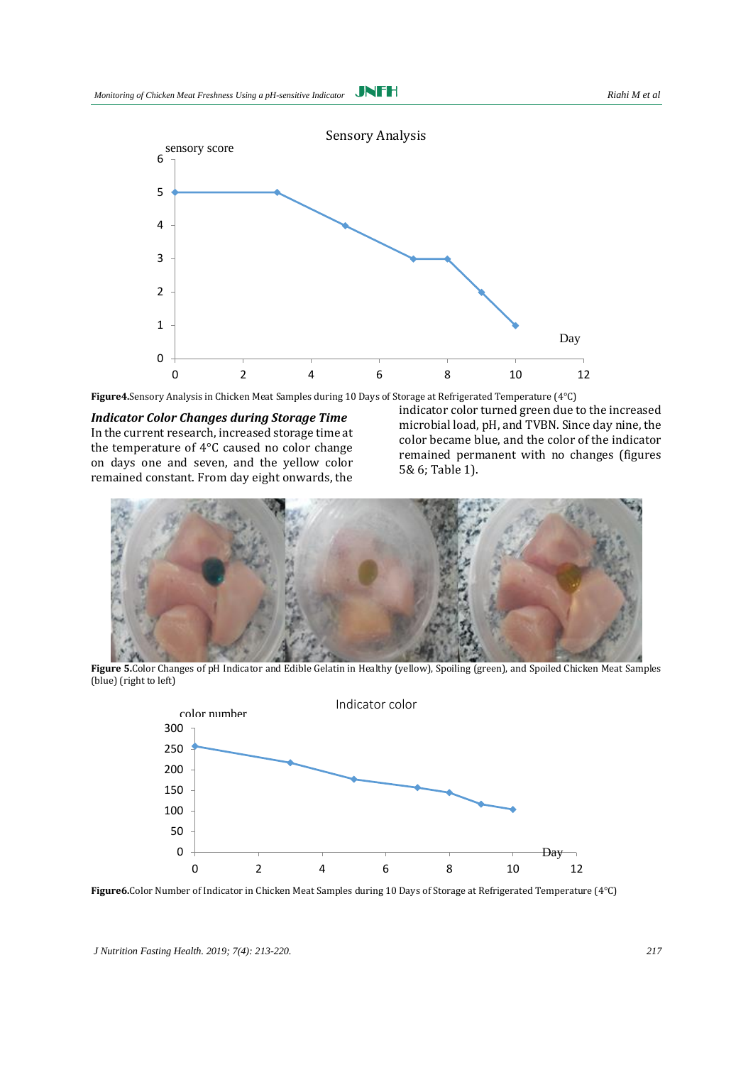Figure4.Sensory Analysis in Chicken Meat Samples during 10 Days of Storage at Refrigerated Temperature (4°C)

***Indicator Color Changes during Storage Time***

In the current research, increased storage time at the temperature of 4°C caused no color change on days one and seven, and the yellow color remained constant. From day eight onwards, the indicator color turned green due to the increased microbial load, pH, and TVBN. Since day nine, the color became blue, and the color of the indicator remained permanent with no changes (figures 5& 6; Table 1).

**Figure 5.**Color Changes of pH Indicator and Edible Gelatin in Healthy (yellow), Spoiling (green), and Spoiled Chicken Meat Samples (blue) (right to left)

**Figure6.**Color Number of Indicator in Chicken Meat Samples during 10 Days of Storage at Refrigerated Temperature (4°C)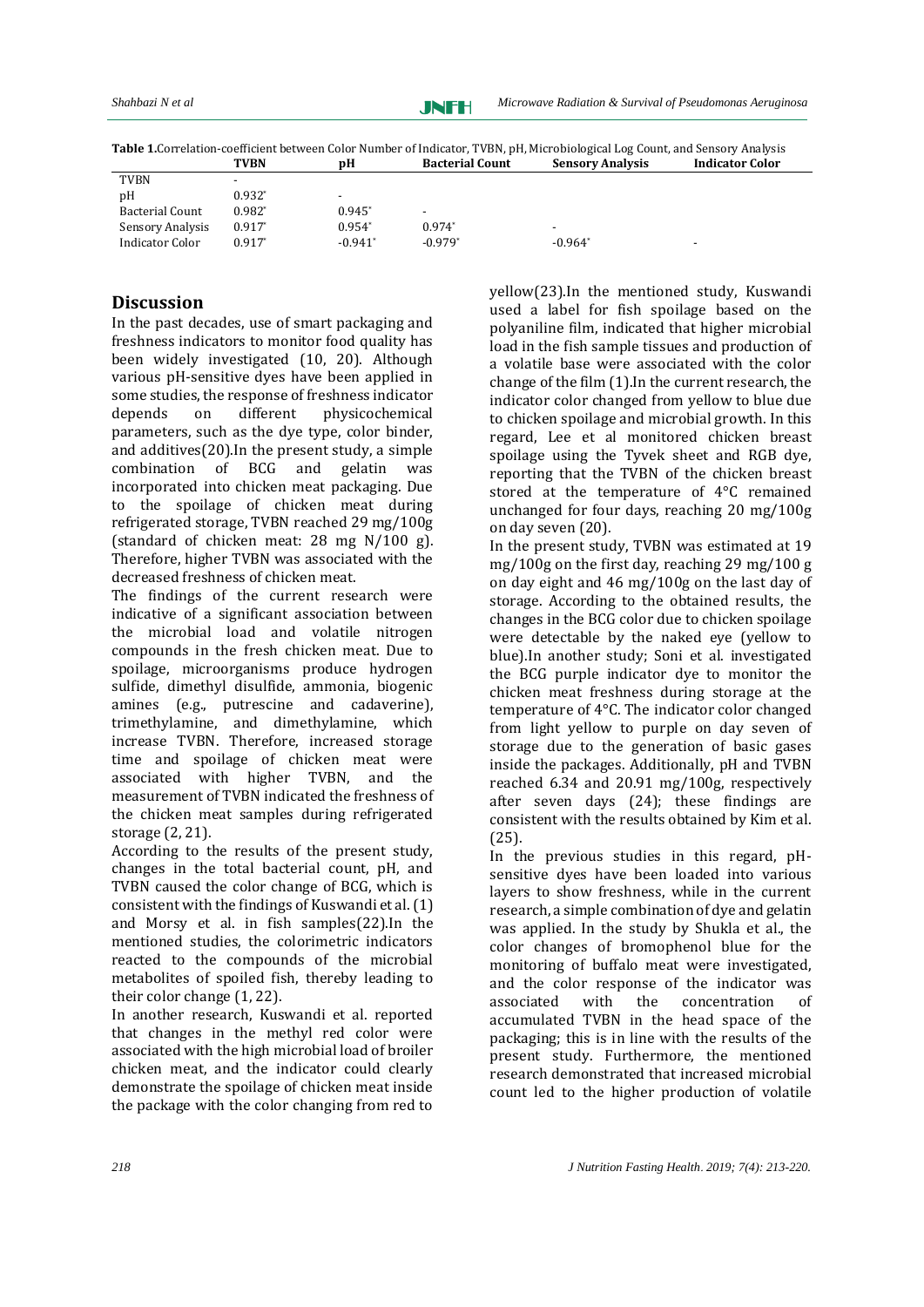**Table 1.** Correlation-coefficient between Color Number of Indicator, TVBN, pH, Microbiological Log Count, and Sensory Analysis

| | TVBN | pH | Bacterial Count | Sensory Analysis | Indicator Color |
|---|---|---|---|---|---|
| TVBN | - | | | | |
| pH | 0.932* | - | | | |
| Bacterial Count | 0.982* | 0.945* | - | | |
| Sensory Analysis | 0.917* | 0.954* | 0.974* | - | |
| Indicator Color | 0.917* | -0.941* | -0.979* | -0.964* | - |

## Discussion

In the past decades, use of smart packaging and freshness indicators to monitor food quality has been widely investigated (10, 20). Although various pH-sensitive dyes have been applied in some studies, the response of freshness indicator depends on different physicochemical parameters, such as the dye type, color binder, and additives(20).In the present study, a simple combination of BCG and gelatin was incorporated into chicken meat packaging. Due to the spoilage of chicken meat during refrigerated storage, TVBN reached 29 mg/100g (standard of chicken meat: 28 mg N/100 g). Therefore, higher TVBN was associated with the decreased freshness of chicken meat.

The findings of the current research were indicative of a significant association between the microbial load and volatile nitrogen compounds in the fresh chicken meat. Due to spoilage, microorganisms produce hydrogen sulfide, dimethyl disulfide, ammonia, biogenic amines (e.g., putrescine and cadaverine), trimethylamine, and dimethylamine, which increase TVBN. Therefore, increased storage time and spoilage of chicken meat were associated with higher TVBN, and the measurement of TVBN indicated the freshness of the chicken meat samples during refrigerated storage (2, 21).

According to the results of the present study, changes in the total bacterial count, pH, and TVBN caused the color change of BCG, which is consistent with the findings of Kuswandi et al. (1) and Morsy et al. in fish samples(22).In the mentioned studies, the colorimetric indicators reacted to the compounds of the microbial metabolites of spoiled fish, thereby leading to their color change (1, 22).

In another research, Kuswandi et al. reported that changes in the methyl red color were associated with the high microbial load of broiler chicken meat, and the indicator could clearly demonstrate the spoilage of chicken meat inside the package with the color changing from red to yellow(23).In the mentioned study, Kuswandi used a label for fish spoilage based on the polyaniline film, indicated that higher microbial load in the fish sample tissues and production of a volatile base were associated with the color change of the film (1).In the current research, the indicator color changed from yellow to blue due to chicken spoilage and microbial growth. In this regard, Lee et al monitored chicken breast spoilage using the Tyvek sheet and RGB dye, reporting that the TVBN of the chicken breast stored at the temperature of 4°C remained unchanged for four days, reaching 20 mg/100g on day seven (20).

In the present study, TVBN was estimated at 19 mg/100g on the first day, reaching 29 mg/100 g on day eight and 46 mg/100g on the last day of storage. According to the obtained results, the changes in the BCG color due to chicken spoilage were detectable by the naked eye (yellow to blue).In another study; Soni et al. investigated the BCG purple indicator dye to monitor the chicken meat freshness during storage at the temperature of 4°C. The indicator color changed from light yellow to purple on day seven of storage due to the generation of basic gases inside the packages. Additionally, pH and TVBN reached 6.34 and 20.91 mg/100g, respectively after seven days (24); these findings are consistent with the results obtained by Kim et al. (25).

In the previous studies in this regard, pH-sensitive dyes have been loaded into various layers to show freshness, while in the current research, a simple combination of dye and gelatin was applied. In the study by Shukla et al., the color changes of bromophenol blue for the monitoring of buffalo meat were investigated, and the color response of the indicator was associated with the concentration of accumulated TVBN in the head space of the packaging; this is in line with the results of the present study. Furthermore, the mentioned research demonstrated that increased microbial count led to the higher production of volatile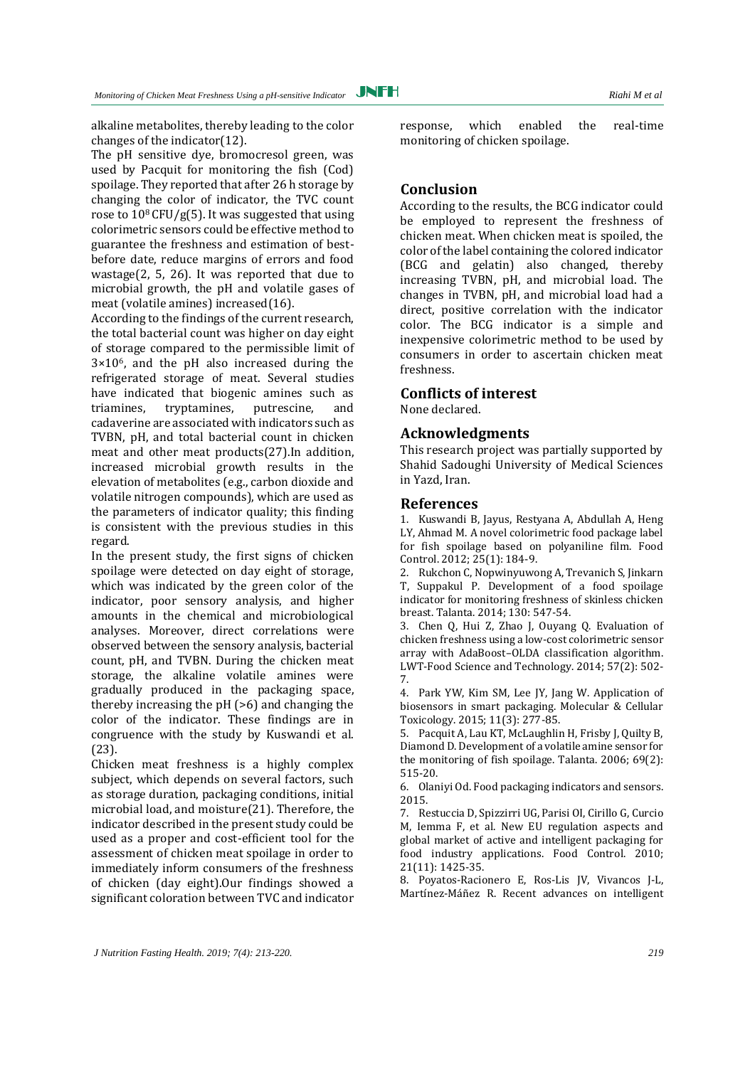alkaline metabolites, thereby leading to the color changes of the indicator(12).

The pH sensitive dye, bromocresol green, was used by Pacquit for monitoring the fish (Cod) spoilage. They reported that after 26 h storage by changing the color of indicator, the TVC count rose to $10^8$ CFU/g(5). It was suggested that using colorimetric sensors could be effective method to guarantee the freshness and estimation of best-before date, reduce margins of errors and food wastage(2, 5, 26). It was reported that due to microbial growth, the pH and volatile gases of meat (volatile amines) increased(16).

According to the findings of the current research, the total bacterial count was higher on day eight of storage compared to the permissible limit of $3\times10^6$, and the pH also increased during the refrigerated storage of meat. Several studies have indicated that biogenic amines such as triamines, tryptamines, putrescine, and cadaverine are associated with indicators such as TVBN, pH, and total bacterial count in chicken meat and other meat products(27).In addition, increased microbial growth results in the elevation of metabolites (e.g., carbon dioxide and volatile nitrogen compounds), which are used as the parameters of indicator quality; this finding is consistent with the previous studies in this regard.

In the present study, the first signs of chicken spoilage were detected on day eight of storage, which was indicated by the green color of the indicator, poor sensory analysis, and higher amounts in the chemical and microbiological analyses. Moreover, direct correlations were observed between the sensory analysis, bacterial count, pH, and TVBN. During the chicken meat storage, the alkaline volatile amines were gradually produced in the packaging space, thereby increasing the pH (>6) and changing the color of the indicator. These findings are in congruence with the study by Kuswandi et al. (23).

Chicken meat freshness is a highly complex subject, which depends on several factors, such as storage duration, packaging conditions, initial microbial load, and moisture(21). Therefore, the indicator described in the present study could be used as a proper and cost-efficient tool for the assessment of chicken meat spoilage in order to immediately inform consumers of the freshness of chicken (day eight).Our findings showed a significant coloration between TVC and indicator response, which enabled the real-time monitoring of chicken spoilage.

## Conclusion

According to the results, the BCG indicator could be employed to represent the freshness of chicken meat. When chicken meat is spoiled, the color of the label containing the colored indicator (BCG and gelatin) also changed, thereby increasing TVBN, pH, and microbial load. The changes in TVBN, pH, and microbial load had a direct, positive correlation with the indicator color. The BCG indicator is a simple and inexpensive colorimetric method to be used by consumers in order to ascertain chicken meat freshness.

## Conflicts of interest

None declared.

## Acknowledgments

This research project was partially supported by Shahid Sadoughi University of Medical Sciences in Yazd, Iran.

## References

1. Kuswandi B, Jayus, Restyana A, Abdullah A, Heng LY, Ahmad M. A novel colorimetric food package label for fish spoilage based on polyaniline film. Food Control. 2012; 25(1): 184-9.
2. Rukchon C, Nopwinyuwong A, Trevanich S, Jinkarn T, Suppakul P. Development of a food spoilage indicator for monitoring freshness of skinless chicken breast. Talanta. 2014; 130: 547-54.
3. Chen Q, Hui Z, Zhao J, Ouyang Q. Evaluation of chicken freshness using a low-cost colorimetric sensor array with AdaBoost–OLDA classification algorithm. LWT-Food Science and Technology. 2014; 57(2): 502-7.
4. Park YW, Kim SM, Lee JY, Jang W. Application of biosensors in smart packaging. Molecular & Cellular Toxicology. 2015; 11(3): 277-85.
5. Pacquit A, Lau KT, McLaughlin H, Frisby J, Quilty B, Diamond D. Development of a volatile amine sensor for the monitoring of fish spoilage. Talanta. 2006; 69(2): 515-20.
6. Olaniyi Od. Food packaging indicators and sensors. 2015.
7. Restuccia D, Spizzirri UG, Parisi OI, Cirillo G, Curcio M, Iemma F, et al. New EU regulation aspects and global market of active and intelligent packaging for food industry applications. Food Control. 2010; 21(11): 1425-35.
8. Poyatos-Racionero E, Ros-Lis JV, Vivancos J-L, Martínez-Máñez R. Recent advances on intelligent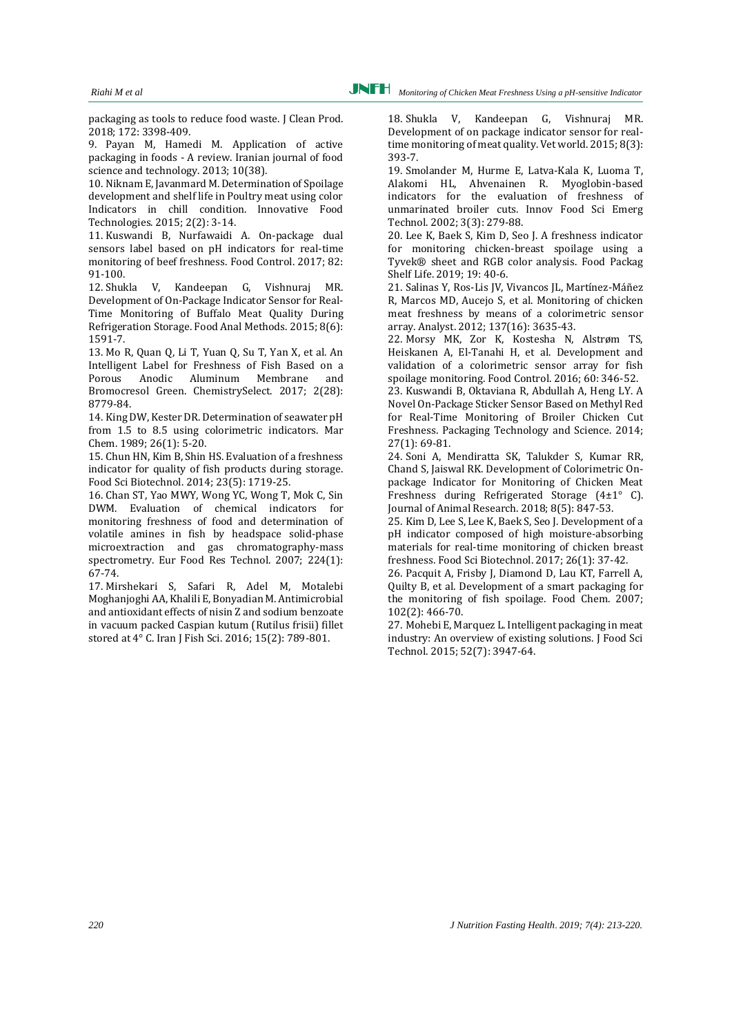packaging as tools to reduce food waste. J Clean Prod. 2018; 172: 3398-409.

9. Payan M, Hamedi M. Application of active packaging in foods - A review. Iranian journal of food science and technology. 2013; 10(38).

10. Niknam E, Javanmard M. Determination of Spoilage development and shelf life in Poultry meat using color Indicators in chill condition. Innovative Food Technologies. 2015; 2(2): 3-14.

11. Kuswandi B, Nurfawaidi A. On-package dual sensors label based on pH indicators for real-time monitoring of beef freshness. Food Control. 2017; 82: 91-100.

12. Shukla V, Kandeepan G, Vishnuraj MR. Development of On-Package Indicator Sensor for Real-Time Monitoring of Buffalo Meat Quality During Refrigeration Storage. Food Anal Methods. 2015; 8(6): 1591-7.

13. Mo R, Quan Q, Li T, Yuan Q, Su T, Yan X, et al. An Intelligent Label for Freshness of Fish Based on a Porous Anodic Aluminum Membrane and Bromocresol Green. ChemistrySelect. 2017; 2(28): 8779-84.

14. King DW, Kester DR. Determination of seawater pH from 1.5 to 8.5 using colorimetric indicators. Mar Chem. 1989; 26(1): 5-20.

15. Chun HN, Kim B, Shin HS. Evaluation of a freshness indicator for quality of fish products during storage. Food Sci Biotechnol. 2014; 23(5): 1719-25.

16. Chan ST, Yao MWY, Wong YC, Wong T, Mok C, Sin DWM. Evaluation of chemical indicators for monitoring freshness of food and determination of volatile amines in fish by headspace solid-phase microextraction and gas chromatography-mass spectrometry. Eur Food Res Technol. 2007; 224(1): 67-74.

17. Mirshekari S, Safari R, Adel M, Motalebi Moghanjoghi AA, Khalili E, Bonyadian M. Antimicrobial and antioxidant effects of nisin Z and sodium benzoate in vacuum packed Caspian kutum (Rutilus frisii) fillet stored at 4° C. Iran J Fish Sci. 2016; 15(2): 789-801.

18. Shukla V, Kandeepan G, Vishnuraj MR. Development of on package indicator sensor for real-time monitoring of meat quality. Vet world. 2015; 8(3): 393-7.

19. Smolander M, Hurme E, Latva-Kala K, Luoma T, Alakomi HL, Ahvenainen R. Myoglobin-based indicators for the evaluation of freshness of unmarinated broiler cuts. Innov Food Sci Emerg Technol. 2002; 3(3): 279-88.

20. Lee K, Baek S, Kim D, Seo J. A freshness indicator for monitoring chicken-breast spoilage using a Tyvek® sheet and RGB color analysis. Food Packag Shelf Life. 2019; 19: 40-6.

21. Salinas Y, Ros-Lis JV, Vivancos JL, Martínez-Máñez R, Marcos MD, Aucejo S, et al. Monitoring of chicken meat freshness by means of a colorimetric sensor array. Analyst. 2012; 137(16): 3635-43.

22. Morsy MK, Zor K, Kostesha N, Alstrøm TS, Heiskanen A, El-Tanahi H, et al. Development and validation of a colorimetric sensor array for fish spoilage monitoring. Food Control. 2016; 60: 346-52.

23. Kuswandi B, Oktaviana R, Abdullah A, Heng LY. A Novel On-Package Sticker Sensor Based on Methyl Red for Real-Time Monitoring of Broiler Chicken Cut Freshness. Packaging Technology and Science. 2014; 27(1): 69-81.

24. Soni A, Mendiratta SK, Talukder S, Kumar RR, Chand S, Jaiswal RK. Development of Colorimetric On-package Indicator for Monitoring of Chicken Meat Freshness during Refrigerated Storage (4±1° C). Journal of Animal Research. 2018; 8(5): 847-53.

25. Kim D, Lee S, Lee K, Baek S, Seo J. Development of a pH indicator composed of high moisture-absorbing materials for real-time monitoring of chicken breast freshness. Food Sci Biotechnol. 2017; 26(1): 37-42.

26. Pacquit A, Frisby J, Diamond D, Lau KT, Farrell A, Quilty B, et al. Development of a smart packaging for the monitoring of fish spoilage. Food Chem. 2007; 102(2): 466-70.

27. Mohebi E, Marquez L. Intelligent packaging in meat industry: An overview of existing solutions. J Food Sci Technol. 2015; 52(7): 3947-64.